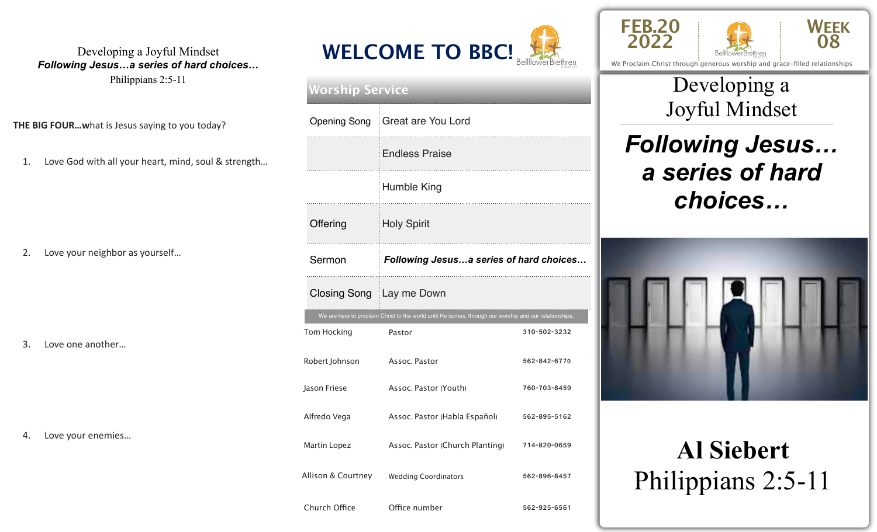Developing a Joyful Mindset

***Following Jesus…a series of hard choices…***

Philippians 2:5-11

**THE BIG FOUR…w**hat is Jesus saying to you today?

1. Love God with all your heart, mind, soul & strength…
2. Love your neighbor as yourself…
3. Love one another…
4. Love your enemies…

# WELCOME TO BBC!

Bellflower Brethren church

## Worship Service

| | |
|---|---|
| Opening Song | Great are You Lord |
| | Endless Praise |
| | Humble King |
| Offering | Holy Spirit |
| Sermon | ***Following Jesus…a series of hard choices…*** |
| Closing Song | Lay me Down |

We are here to proclaim Christ to the world until He comes, through our worship and our relationships.

| | | |
|---|---|---|
| Tom Hocking | Pastor | 310-502-3232 |
| Robert Johnson | Assoc. Pastor | 562-842-6770 |
| Jason Friese | Assoc. Pastor (Youth) | 760-703-8459 |
| Alfredo Vega | Assoc. Pastor (Habla Español) | 562-895-5162 |
| Martin Lopez | Assoc. Pastor (Church Planting) | 714-820-0659 |
| Allison & Courtney | Wedding Coordinators | 562-896-8457 |
| Church Office | Office number | 562-925-6561 |

FEB.20 2022 | Bellflower Brethren church | WEEK 08

We Proclaim Christ through generous worship and grace-filled relationships

# Developing a Joyful Mindset

## ***Following Jesus… a series of hard choices…***

**Al Siebert**

Philippians 2:5-11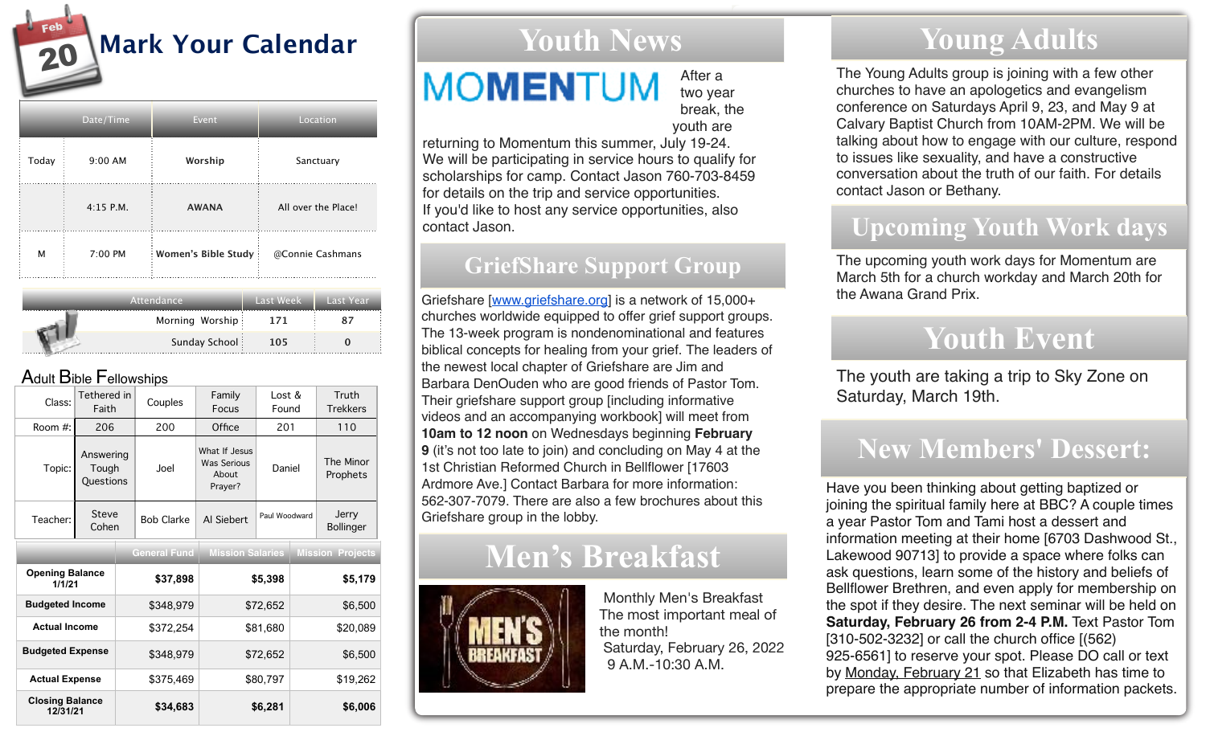# Feb 20 Mark Your Calendar

| Date/Time | | Event | Location |
|---|---|---|---|
| Today | 9:00 AM | Worship | Sanctuary |
| | 4:15 P.M. | AWANA | All over the Place! |
| M | 7:00 PM | Women's Bible Study | @Connie Cashmans |

| Attendance | Last Week | Last Year |
|---|---|---|
| Morning Worship | 171 | 87 |
| Sunday School | 105 | 0 |

## Adult Bible Fellowships

| Class: | Tethered in Faith | Couples | Family Focus | Lost & Found | Truth Trekkers |
|---|---|---|---|---|---|
| Room #: | 206 | 200 | Office | 201 | 110 |
| Topic: | Answering Tough Questions | Joel | What If Jesus Was Serious About Prayer? | Daniel | The Minor Prophets |
| Teacher: | Steve Cohen | Bob Clarke | Al Siebert | Paul Woodward | Jerry Bollinger |

| | General Fund | Mission Salaries | Mission Projects |
|---|---|---|---|
| **Opening Balance 1/1/21** | **$37,898** | **$5,398** | **$5,179** |
| **Budgeted Income** | $348,979 | $72,652 | $6,500 |
| **Actual Income** | $372,254 | $81,680 | $20,089 |
| **Budgeted Expense** | $348,979 | $72,652 | $6,500 |
| **Actual Expense** | $375,469 | $80,797 | $19,262 |
| **Closing Balance 12/31/21** | **$34,683** | **$6,281** | **$6,006** |

## Youth News

MOMENTUM

After a two year break, the youth are returning to Momentum this summer, July 19-24. We will be participating in service hours to qualify for scholarships for camp. Contact Jason 760-703-8459 for details on the trip and service opportunities. If you'd like to host any service opportunities, also contact Jason.

## GriefShare Support Group

Griefshare [www.griefshare.org] is a network of 15,000+ churches worldwide equipped to offer grief support groups. The 13-week program is nondenominational and features biblical concepts for healing from your grief. The leaders of the newest local chapter of Griefshare are Jim and Barbara DenOuden who are good friends of Pastor Tom. Their griefshare support group [including informative videos and an accompanying workbook] will meet from **10am to 12 noon** on Wednesdays beginning **February 9** (it's not too late to join) and concluding on May 4 at the 1st Christian Reformed Church in Bellflower [17603 Ardmore Ave.] Contact Barbara for more information: 562-307-7079. There are also a few brochures about this Griefshare group in the lobby.

## Men's Breakfast

Monthly Men's Breakfast
The most important meal of the month!
Saturday, February 26, 2022
9 A.M.-10:30 A.M.

## Young Adults

The Young Adults group is joining with a few other churches to have an apologetics and evangelism conference on Saturdays April 9, 23, and May 9 at Calvary Baptist Church from 10AM-2PM. We will be talking about how to engage with our culture, respond to issues like sexuality, and have a constructive conversation about the truth of our faith. For details contact Jason or Bethany.

## Upcoming Youth Work days

The upcoming youth work days for Momentum are March 5th for a church workday and March 20th for the Awana Grand Prix.

## Youth Event

The youth are taking a trip to Sky Zone on Saturday, March 19th.

## New Members' Dessert:

Have you been thinking about getting baptized or joining the spiritual family here at BBC? A couple times a year Pastor Tom and Tami host a dessert and information meeting at their home [6703 Dashwood St., Lakewood 90713] to provide a space where folks can ask questions, learn some of the history and beliefs of Bellflower Brethren, and even apply for membership on the spot if they desire. The next seminar will be held on **Saturday, February 26 from 2-4 P.M.** Text Pastor Tom [310-502-3232] or call the church office [(562) 925-6561] to reserve your spot. Please DO call or text by Monday, February 21 so that Elizabeth has time to prepare the appropriate number of information packets.